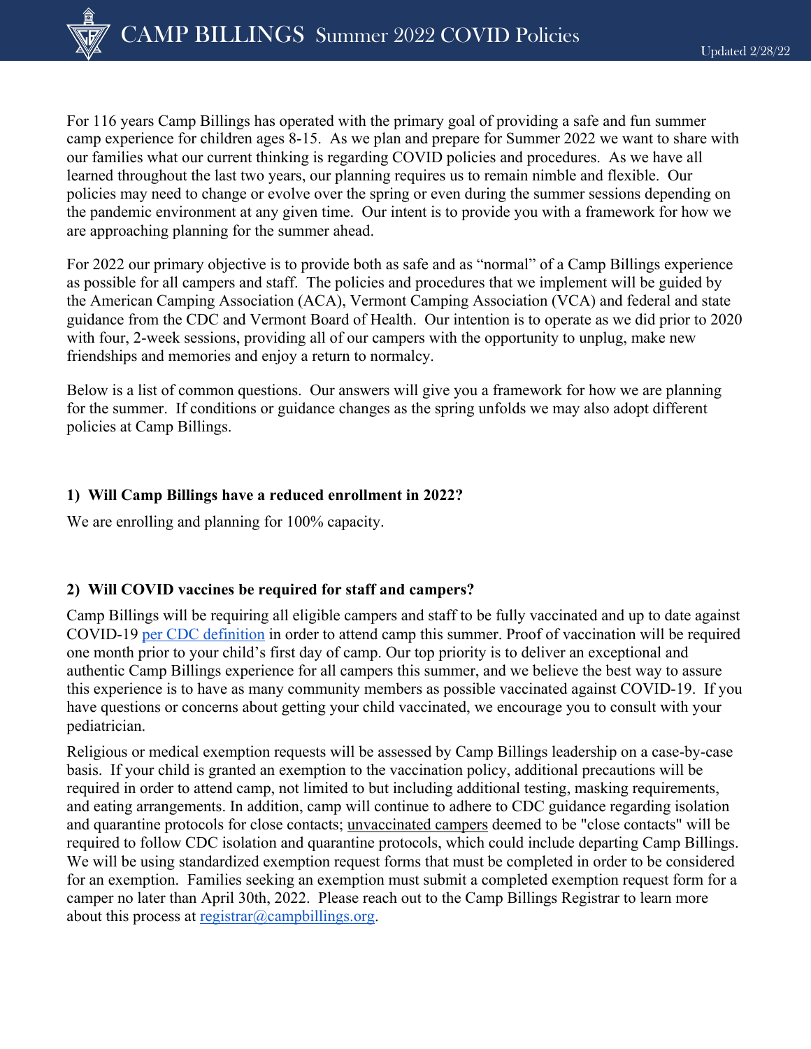# CAMP BILLINGS Summer 2022 COVID Policies

Updated 2/28/22

For 116 years Camp Billings has operated with the primary goal of providing a safe and fun summer camp experience for children ages 8-15. As we plan and prepare for Summer 2022 we want to share with our families what our current thinking is regarding COVID policies and procedures. As we have all learned throughout the last two years, our planning requires us to remain nimble and flexible. Our policies may need to change or evolve over the spring or even during the summer sessions depending on the pandemic environment at any given time. Our intent is to provide you with a framework for how we are approaching planning for the summer ahead.

For 2022 our primary objective is to provide both as safe and as "normal" of a Camp Billings experience as possible for all campers and staff. The policies and procedures that we implement will be guided by the American Camping Association (ACA), Vermont Camping Association (VCA) and federal and state guidance from the CDC and Vermont Board of Health. Our intention is to operate as we did prior to 2020 with four, 2-week sessions, providing all of our campers with the opportunity to unplug, make new friendships and memories and enjoy a return to normalcy.

Below is a list of common questions. Our answers will give you a framework for how we are planning for the summer. If conditions or guidance changes as the spring unfolds we may also adopt different policies at Camp Billings.

**1) Will Camp Billings have a reduced enrollment in 2022?**

We are enrolling and planning for 100% capacity.

**2) Will COVID vaccines be required for staff and campers?**

Camp Billings will be requiring all eligible campers and staff to be fully vaccinated and up to date against COVID-19 per CDC definition in order to attend camp this summer. Proof of vaccination will be required one month prior to your child's first day of camp. Our top priority is to deliver an exceptional and authentic Camp Billings experience for all campers this summer, and we believe the best way to assure this experience is to have as many community members as possible vaccinated against COVID-19. If you have questions or concerns about getting your child vaccinated, we encourage you to consult with your pediatrician.

Religious or medical exemption requests will be assessed by Camp Billings leadership on a case-by-case basis. If your child is granted an exemption to the vaccination policy, additional precautions will be required in order to attend camp, not limited to but including additional testing, masking requirements, and eating arrangements. In addition, camp will continue to adhere to CDC guidance regarding isolation and quarantine protocols for close contacts; unvaccinated campers deemed to be "close contacts" will be required to follow CDC isolation and quarantine protocols, which could include departing Camp Billings. We will be using standardized exemption request forms that must be completed in order to be considered for an exemption. Families seeking an exemption must submit a completed exemption request form for a camper no later than April 30th, 2022. Please reach out to the Camp Billings Registrar to learn more about this process at registrar@campbillings.org.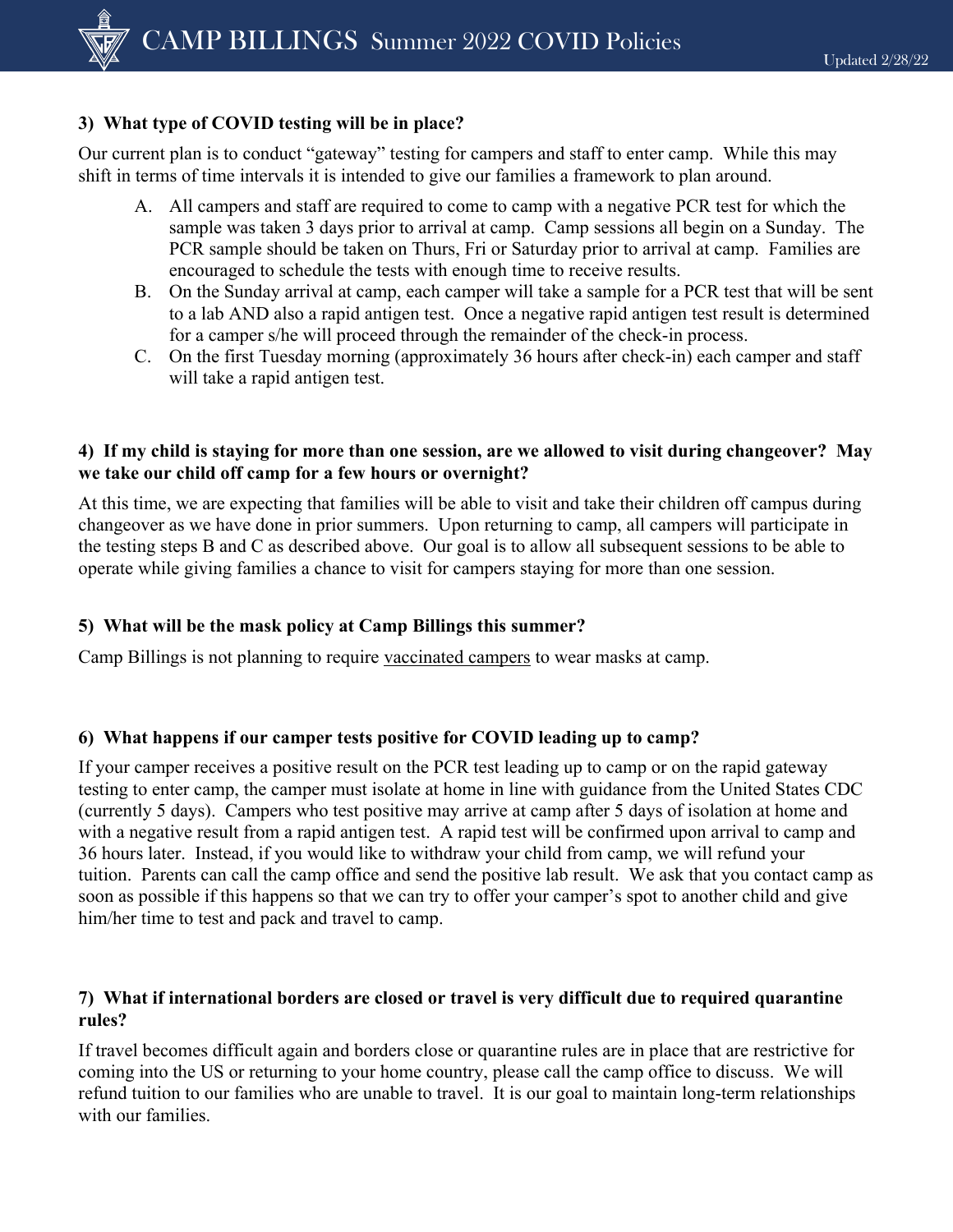**3) What type of COVID testing will be in place?**

Our current plan is to conduct "gateway" testing for campers and staff to enter camp. While this may shift in terms of time intervals it is intended to give our families a framework to plan around.

A. All campers and staff are required to come to camp with a negative PCR test for which the sample was taken 3 days prior to arrival at camp. Camp sessions all begin on a Sunday. The PCR sample should be taken on Thurs, Fri or Saturday prior to arrival at camp. Families are encouraged to schedule the tests with enough time to receive results.

B. On the Sunday arrival at camp, each camper will take a sample for a PCR test that will be sent to a lab AND also a rapid antigen test. Once a negative rapid antigen test result is determined for a camper s/he will proceed through the remainder of the check-in process.

C. On the first Tuesday morning (approximately 36 hours after check-in) each camper and staff will take a rapid antigen test.

**4) If my child is staying for more than one session, are we allowed to visit during changeover? May we take our child off camp for a few hours or overnight?**

At this time, we are expecting that families will be able to visit and take their children off campus during changeover as we have done in prior summers. Upon returning to camp, all campers will participate in the testing steps B and C as described above. Our goal is to allow all subsequent sessions to be able to operate while giving families a chance to visit for campers staying for more than one session.

**5) What will be the mask policy at Camp Billings this summer?**

Camp Billings is not planning to require vaccinated campers to wear masks at camp.

**6) What happens if our camper tests positive for COVID leading up to camp?**

If your camper receives a positive result on the PCR test leading up to camp or on the rapid gateway testing to enter camp, the camper must isolate at home in line with guidance from the United States CDC (currently 5 days). Campers who test positive may arrive at camp after 5 days of isolation at home and with a negative result from a rapid antigen test. A rapid test will be confirmed upon arrival to camp and 36 hours later. Instead, if you would like to withdraw your child from camp, we will refund your tuition. Parents can call the camp office and send the positive lab result. We ask that you contact camp as soon as possible if this happens so that we can try to offer your camper's spot to another child and give him/her time to test and pack and travel to camp.

**7) What if international borders are closed or travel is very difficult due to required quarantine rules?**

If travel becomes difficult again and borders close or quarantine rules are in place that are restrictive for coming into the US or returning to your home country, please call the camp office to discuss. We will refund tuition to our families who are unable to travel. It is our goal to maintain long-term relationships with our families.